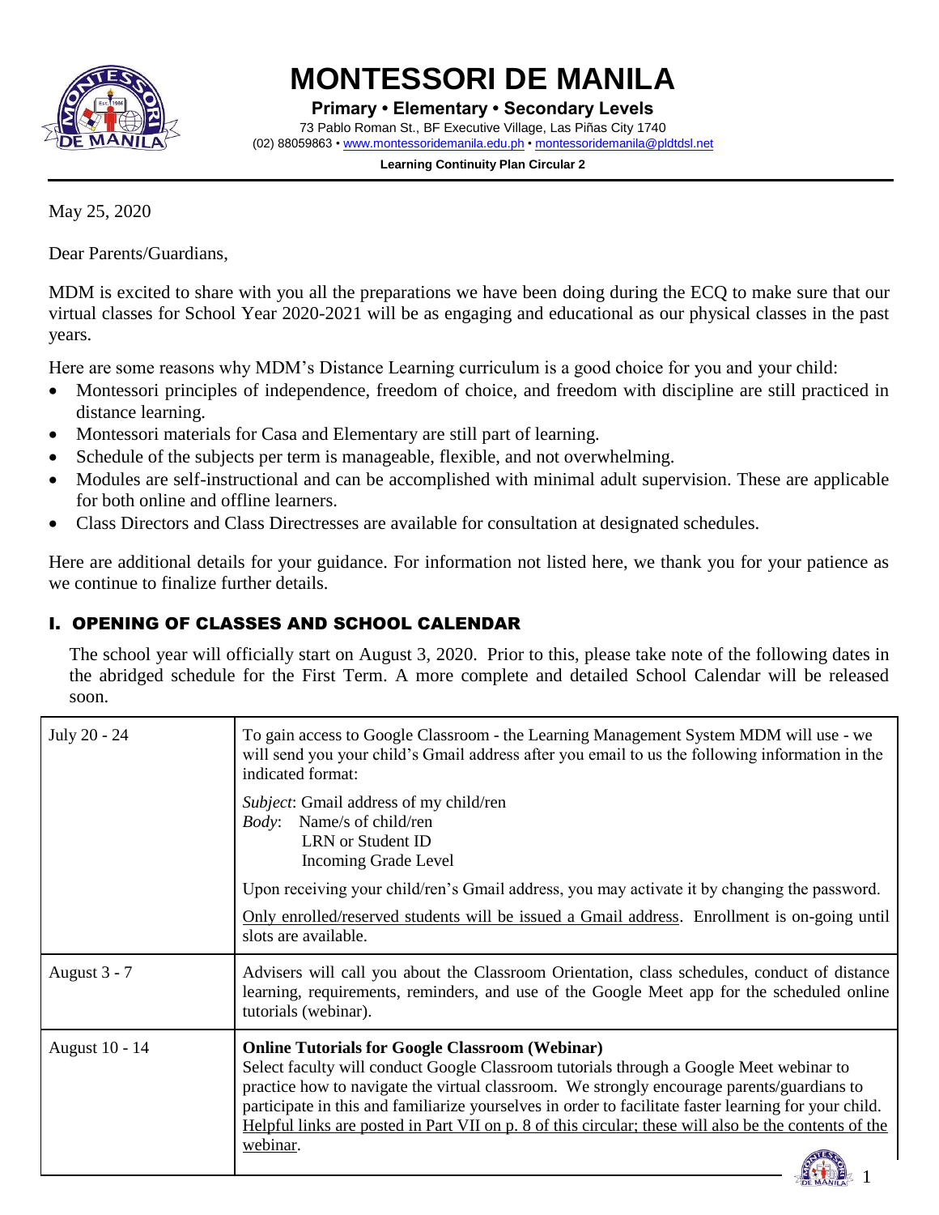# MONTESSORI DE MANILA

**Primary • Elementary • Secondary Levels**

73 Pablo Roman St., BF Executive Village, Las Piñas City 1740

(02) 88059863 • www.montessoridemanila.edu.ph • montessoridemanila@pldtdsl.net

**Learning Continuity Plan Circular 2**

May 25, 2020

Dear Parents/Guardians,

MDM is excited to share with you all the preparations we have been doing during the ECQ to make sure that our virtual classes for School Year 2020-2021 will be as engaging and educational as our physical classes in the past years.

Here are some reasons why MDM's Distance Learning curriculum is a good choice for you and your child:

- Montessori principles of independence, freedom of choice, and freedom with discipline are still practiced in distance learning.
- Montessori materials for Casa and Elementary are still part of learning.
- Schedule of the subjects per term is manageable, flexible, and not overwhelming.
- Modules are self-instructional and can be accomplished with minimal adult supervision. These are applicable for both online and offline learners.
- Class Directors and Class Directresses are available for consultation at designated schedules.

Here are additional details for your guidance. For information not listed here, we thank you for your patience as we continue to finalize further details.

## I. OPENING OF CLASSES AND SCHOOL CALENDAR

The school year will officially start on August 3, 2020. Prior to this, please take note of the following dates in the abridged schedule for the First Term. A more complete and detailed School Calendar will be released soon.

| | |
|---|---|
| July 20 - 24 | To gain access to Google Classroom - the Learning Management System MDM will use - we will send you your child's Gmail address after you email to us the following information in the indicated format:<br><br>*Subject*: Gmail address of my child/ren<br>*Body*: Name/s of child/ren<br>LRN or Student ID<br>Incoming Grade Level<br><br>Upon receiving your child/ren's Gmail address, you may activate it by changing the password.<br><br><u>Only enrolled/reserved students will be issued a Gmail address</u>. Enrollment is on-going until slots are available. |
| August 3 - 7 | Advisers will call you about the Classroom Orientation, class schedules, conduct of distance learning, requirements, reminders, and use of the Google Meet app for the scheduled online tutorials (webinar). |
| August 10 - 14 | **Online Tutorials for Google Classroom (Webinar)**<br>Select faculty will conduct Google Classroom tutorials through a Google Meet webinar to practice how to navigate the virtual classroom. We strongly encourage parents/guardians to participate in this and familiarize yourselves in order to facilitate faster learning for your child. <u>Helpful links are posted in Part VII on p. 8 of this circular; these will also be the contents of the webinar</u>. |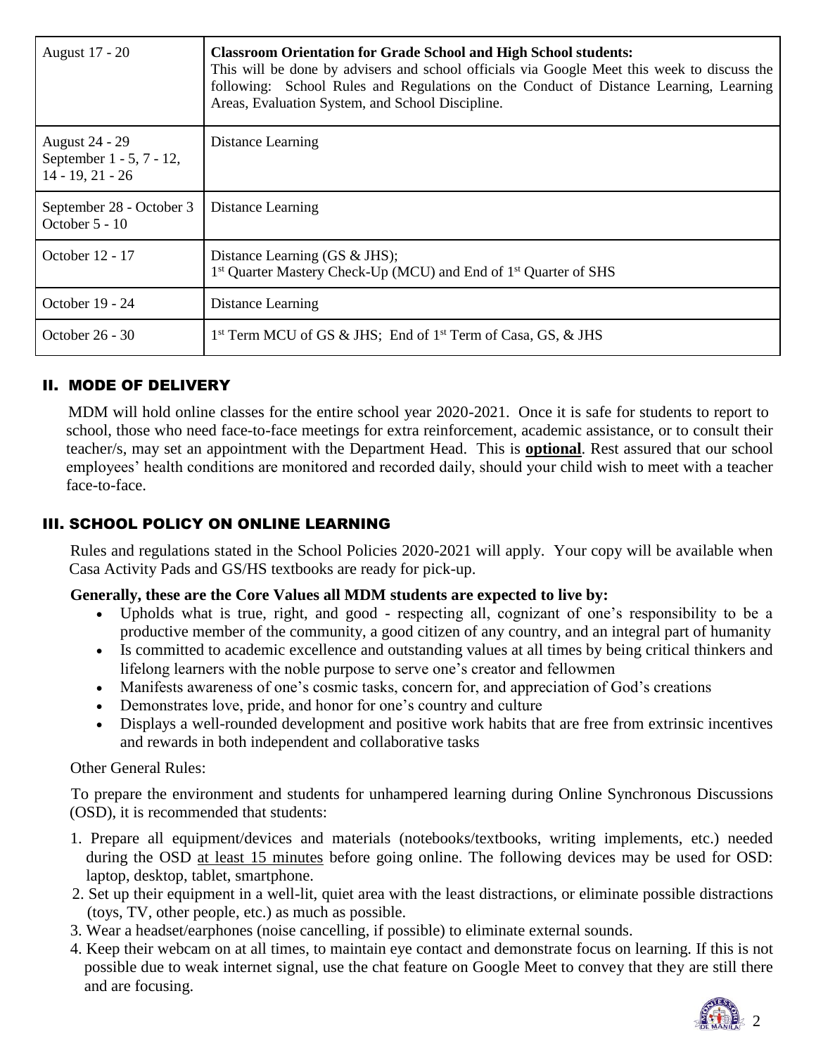| August 17 - 20 | **Classroom Orientation for Grade School and High School students:** This will be done by advisers and school officials via Google Meet this week to discuss the following: School Rules and Regulations on the Conduct of Distance Learning, Learning Areas, Evaluation System, and School Discipline. |
|---|---|
| August 24 - 29<br>September 1 - 5, 7 - 12, 14 - 19, 21 - 26 | Distance Learning |
| September 28 - October 3<br>October 5 - 10 | Distance Learning |
| October 12 - 17 | Distance Learning (GS & JHS);<br>1st Quarter Mastery Check-Up (MCU) and End of 1st Quarter of SHS |
| October 19 - 24 | Distance Learning |
| October 26 - 30 | 1st Term MCU of GS & JHS; End of 1st Term of Casa, GS, & JHS |

## II. MODE OF DELIVERY

MDM will hold online classes for the entire school year 2020-2021. Once it is safe for students to report to school, those who need face-to-face meetings for extra reinforcement, academic assistance, or to consult their teacher/s, may set an appointment with the Department Head. This is **optional**. Rest assured that our school employees' health conditions are monitored and recorded daily, should your child wish to meet with a teacher face-to-face.

## III. SCHOOL POLICY ON ONLINE LEARNING

Rules and regulations stated in the School Policies 2020-2021 will apply. Your copy will be available when Casa Activity Pads and GS/HS textbooks are ready for pick-up.

**Generally, these are the Core Values all MDM students are expected to live by:**

- Upholds what is true, right, and good - respecting all, cognizant of one's responsibility to be a productive member of the community, a good citizen of any country, and an integral part of humanity
- Is committed to academic excellence and outstanding values at all times by being critical thinkers and lifelong learners with the noble purpose to serve one's creator and fellowmen
- Manifests awareness of one's cosmic tasks, concern for, and appreciation of God's creations
- Demonstrates love, pride, and honor for one's country and culture
- Displays a well-rounded development and positive work habits that are free from extrinsic incentives and rewards in both independent and collaborative tasks

Other General Rules:

To prepare the environment and students for unhampered learning during Online Synchronous Discussions (OSD), it is recommended that students:

1. Prepare all equipment/devices and materials (notebooks/textbooks, writing implements, etc.) needed during the OSD at least 15 minutes before going online. The following devices may be used for OSD: laptop, desktop, tablet, smartphone.
2. Set up their equipment in a well-lit, quiet area with the least distractions, or eliminate possible distractions (toys, TV, other people, etc.) as much as possible.
3. Wear a headset/earphones (noise cancelling, if possible) to eliminate external sounds.
4. Keep their webcam on at all times, to maintain eye contact and demonstrate focus on learning. If this is not possible due to weak internet signal, use the chat feature on Google Meet to convey that they are still there and are focusing.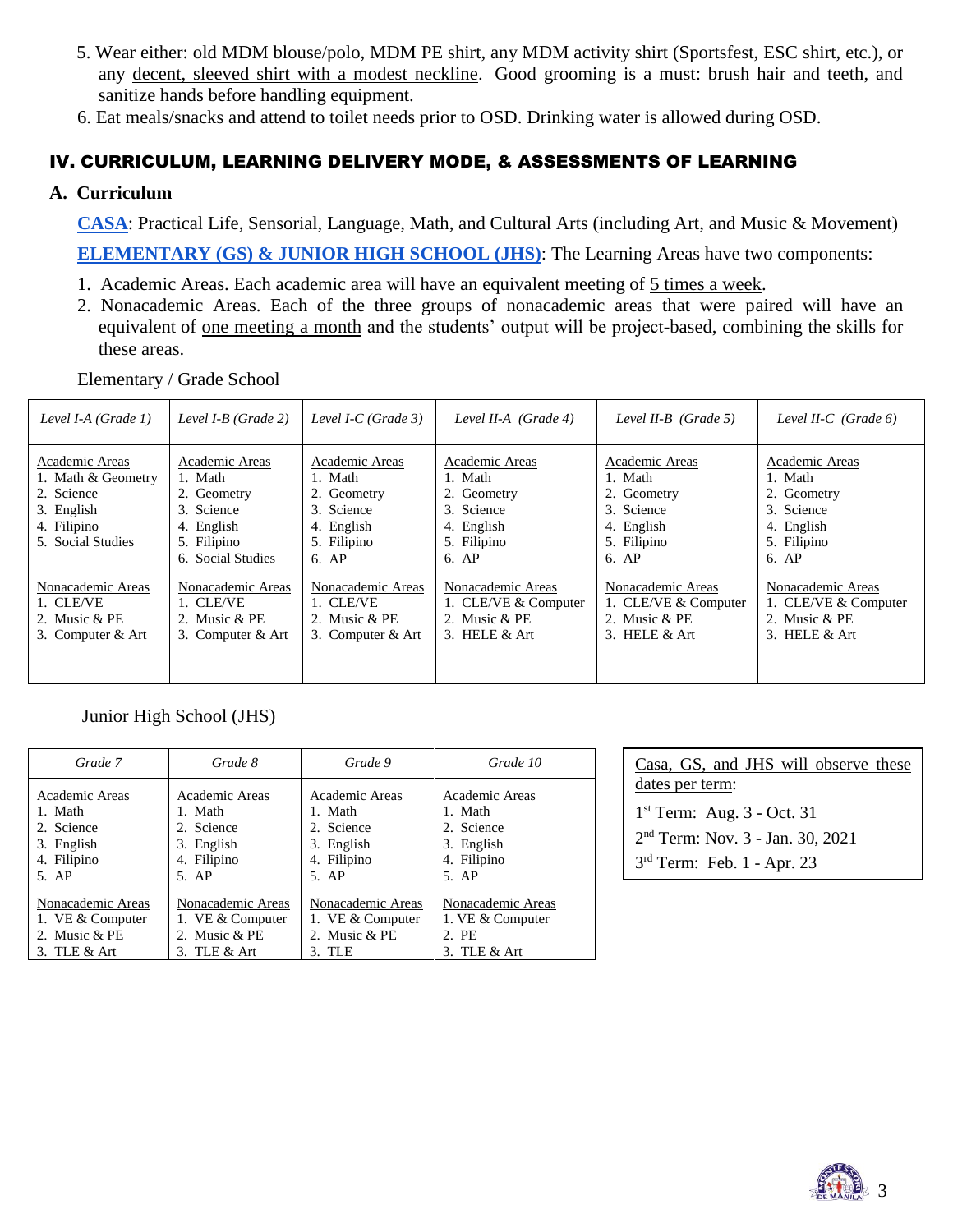5. Wear either: old MDM blouse/polo, MDM PE shirt, any MDM activity shirt (Sportsfest, ESC shirt, etc.), or any decent, sleeved shirt with a modest neckline. Good grooming is a must: brush hair and teeth, and sanitize hands before handling equipment.
6. Eat meals/snacks and attend to toilet needs prior to OSD. Drinking water is allowed during OSD.

## IV. CURRICULUM, LEARNING DELIVERY MODE, & ASSESSMENTS OF LEARNING

### A. Curriculum

**CASA**: Practical Life, Sensorial, Language, Math, and Cultural Arts (including Art, and Music & Movement)

**ELEMENTARY (GS) & JUNIOR HIGH SCHOOL (JHS)**: The Learning Areas have two components:

1. Academic Areas. Each academic area will have an equivalent meeting of 5 times a week.
2. Nonacademic Areas. Each of the three groups of nonacademic areas that were paired will have an equivalent of one meeting a month and the students' output will be project-based, combining the skills for these areas.

Elementary / Grade School

| *Level I-A (Grade 1)* | *Level I-B (Grade 2)* | *Level I-C (Grade 3)* | *Level II-A (Grade 4)* | *Level II-B (Grade 5)* | *Level II-C (Grade 6)* |
|---|---|---|---|---|---|
| Academic Areas<br>1. Math & Geometry<br>2. Science<br>3. English<br>4. Filipino<br>5. Social Studies | Academic Areas<br>1. Math<br>2. Geometry<br>3. Science<br>4. English<br>5. Filipino<br>6. Social Studies | Academic Areas<br>1. Math<br>2. Geometry<br>3. Science<br>4. English<br>5. Filipino<br>6. AP | Academic Areas<br>1. Math<br>2. Geometry<br>3. Science<br>4. English<br>5. Filipino<br>6. AP | Academic Areas<br>1. Math<br>2. Geometry<br>3. Science<br>4. English<br>5. Filipino<br>6. AP | Academic Areas<br>1. Math<br>2. Geometry<br>3. Science<br>4. English<br>5. Filipino<br>6. AP |
| Nonacademic Areas<br>1. CLE/VE<br>2. Music & PE<br>3. Computer & Art | Nonacademic Areas<br>1. CLE/VE<br>2. Music & PE<br>3. Computer & Art | Nonacademic Areas<br>1. CLE/VE<br>2. Music & PE<br>3. Computer & Art | Nonacademic Areas<br>1. CLE/VE & Computer<br>2. Music & PE<br>3. HELE & Art | Nonacademic Areas<br>1. CLE/VE & Computer<br>2. Music & PE<br>3. HELE & Art | Nonacademic Areas<br>1. CLE/VE & Computer<br>2. Music & PE<br>3. HELE & Art |

Junior High School (JHS)

| *Grade 7* | *Grade 8* | *Grade 9* | *Grade 10* |
|---|---|---|---|
| Academic Areas<br>1. Math<br>2. Science<br>3. English<br>4. Filipino<br>5. AP | Academic Areas<br>1. Math<br>2. Science<br>3. English<br>4. Filipino<br>5. AP | Academic Areas<br>1. Math<br>2. Science<br>3. English<br>4. Filipino<br>5. AP | Academic Areas<br>1. Math<br>2. Science<br>3. English<br>4. Filipino<br>5. AP |
| Nonacademic Areas<br>1. VE & Computer<br>2. Music & PE<br>3. TLE & Art | Nonacademic Areas<br>1. VE & Computer<br>2. Music & PE<br>3. TLE & Art | Nonacademic Areas<br>1. VE & Computer<br>2. Music & PE<br>3. TLE | Nonacademic Areas<br>1. VE & Computer<br>2. PE<br>3. TLE & Art |

Casa, GS, and JHS will observe these dates per term:

1st Term: Aug. 3 - Oct. 31

2nd Term: Nov. 3 - Jan. 30, 2021

3rd Term: Feb. 1 - Apr. 23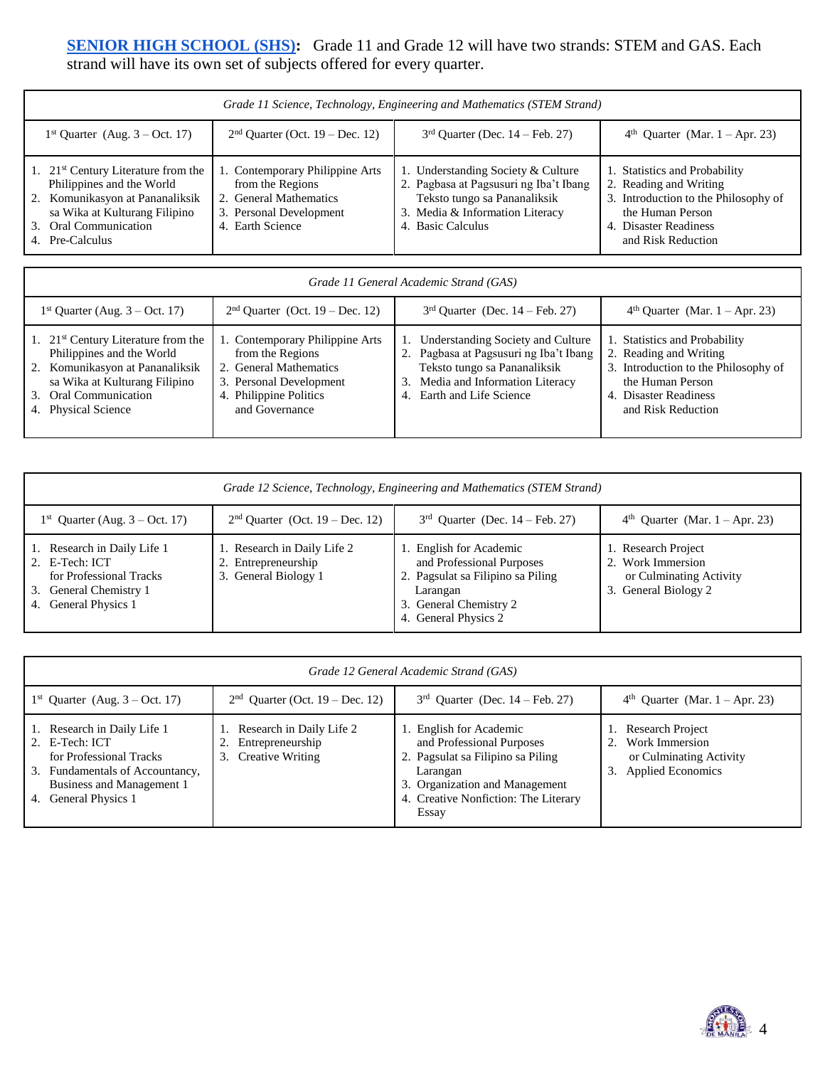**SENIOR HIGH SCHOOL (SHS):** Grade 11 and Grade 12 will have two strands: STEM and GAS. Each strand will have its own set of subjects offered for every quarter.

| *Grade 11 Science, Technology, Engineering and Mathematics (STEM Strand)* | | | |
|---|---|---|---|
| 1st Quarter (Aug. 3 – Oct. 17) | 2nd Quarter (Oct. 19 – Dec. 12) | 3rd Quarter (Dec. 14 – Feb. 27) | 4th Quarter (Mar. 1 – Apr. 23) |
| 1. 21st Century Literature from the Philippines and the World<br>2. Komunikasyon at Pananaliksik sa Wika at Kulturang Filipino<br>3. Oral Communication<br>4. Pre-Calculus | 1. Contemporary Philippine Arts from the Regions<br>2. General Mathematics<br>3. Personal Development<br>4. Earth Science | 1. Understanding Society & Culture<br>2. Pagbasa at Pagsusuri ng Iba't Ibang Teksto tungo sa Pananaliksik<br>3. Media & Information Literacy<br>4. Basic Calculus | 1. Statistics and Probability<br>2. Reading and Writing<br>3. Introduction to the Philosophy of the Human Person<br>4. Disaster Readiness and Risk Reduction |

| *Grade 11 General Academic Strand (GAS)* | | | |
|---|---|---|---|
| 1st Quarter (Aug. 3 – Oct. 17) | 2nd Quarter (Oct. 19 – Dec. 12) | 3rd Quarter (Dec. 14 – Feb. 27) | 4th Quarter (Mar. 1 – Apr. 23) |
| 1. 21st Century Literature from the Philippines and the World<br>2. Komunikasyon at Pananaliksik sa Wika at Kulturang Filipino<br>3. Oral Communication<br>4. Physical Science | 1. Contemporary Philippine Arts from the Regions<br>2. General Mathematics<br>3. Personal Development<br>4. Philippine Politics and Governance | 1. Understanding Society and Culture<br>2. Pagbasa at Pagsusuri ng Iba't Ibang Teksto tungo sa Pananaliksik<br>3. Media and Information Literacy<br>4. Earth and Life Science | 1. Statistics and Probability<br>2. Reading and Writing<br>3. Introduction to the Philosophy of the Human Person<br>4. Disaster Readiness and Risk Reduction |

| *Grade 12 Science, Technology, Engineering and Mathematics (STEM Strand)* | | | |
|---|---|---|---|
| 1st Quarter (Aug. 3 – Oct. 17) | 2nd Quarter (Oct. 19 – Dec. 12) | 3rd Quarter (Dec. 14 – Feb. 27) | 4th Quarter (Mar. 1 – Apr. 23) |
| 1. Research in Daily Life 1<br>2. E-Tech: ICT for Professional Tracks<br>3. General Chemistry 1<br>4. General Physics 1 | 1. Research in Daily Life 2<br>2. Entrepreneurship<br>3. General Biology 1 | 1. English for Academic and Professional Purposes<br>2. Pagsulat sa Filipino sa Piling Larangan<br>3. General Chemistry 2<br>4. General Physics 2 | 1. Research Project<br>2. Work Immersion or Culminating Activity<br>3. General Biology 2 |

| *Grade 12 General Academic Strand (GAS)* | | | |
|---|---|---|---|
| 1st Quarter (Aug. 3 – Oct. 17) | 2nd Quarter (Oct. 19 – Dec. 12) | 3rd Quarter (Dec. 14 – Feb. 27) | 4th Quarter (Mar. 1 – Apr. 23) |
| 1. Research in Daily Life 1<br>2. E-Tech: ICT for Professional Tracks<br>3. Fundamentals of Accountancy, Business and Management 1<br>4. General Physics 1 | 1. Research in Daily Life 2<br>2. Entrepreneurship<br>3. Creative Writing | 1. English for Academic and Professional Purposes<br>2. Pagsulat sa Filipino sa Piling Larangan<br>3. Organization and Management<br>4. Creative Nonfiction: The Literary Essay | 1. Research Project<br>2. Work Immersion or Culminating Activity<br>3. Applied Economics |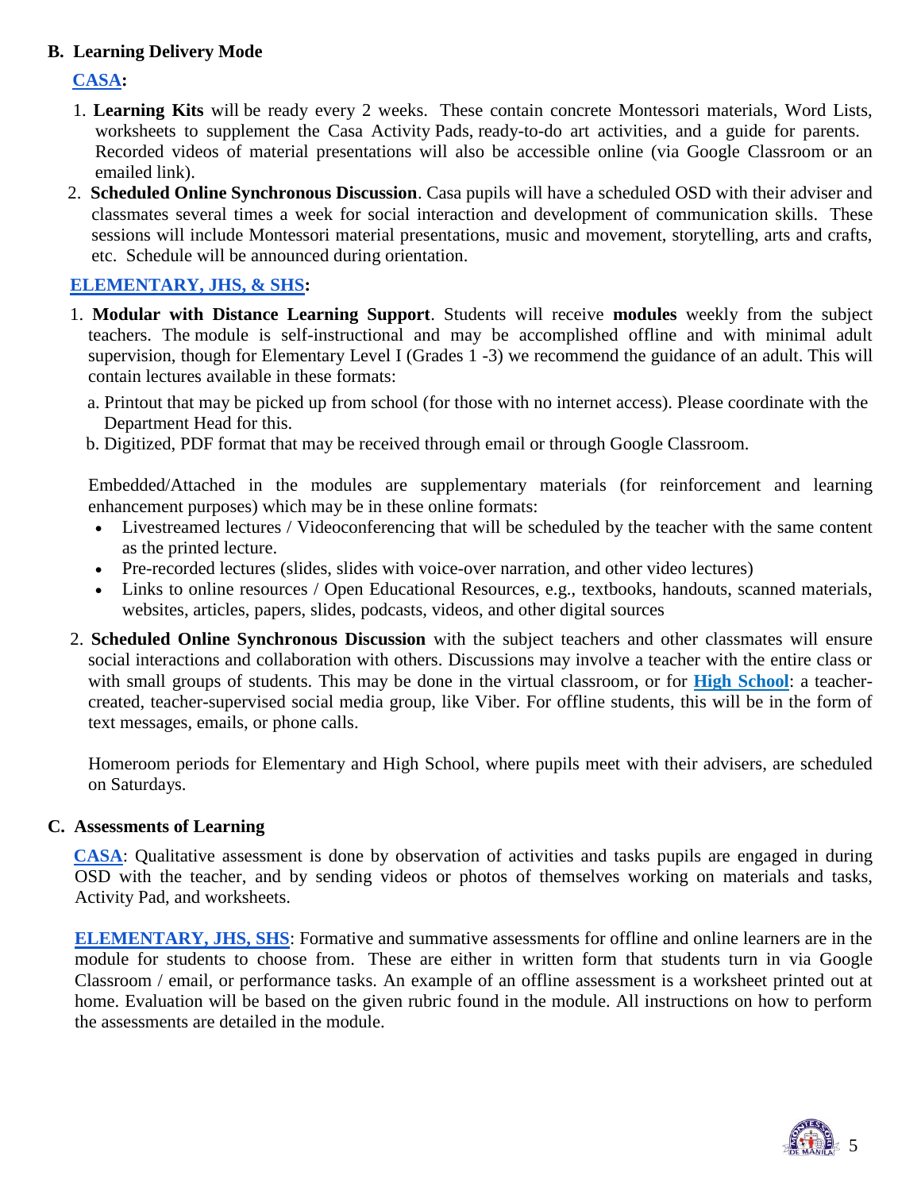## B. Learning Delivery Mode

**CASA:**

1. **Learning Kits** will be ready every 2 weeks. These contain concrete Montessori materials, Word Lists, worksheets to supplement the Casa Activity Pads, ready-to-do art activities, and a guide for parents. Recorded videos of material presentations will also be accessible online (via Google Classroom or an emailed link).
2. **Scheduled Online Synchronous Discussion**. Casa pupils will have a scheduled OSD with their adviser and classmates several times a week for social interaction and development of communication skills. These sessions will include Montessori material presentations, music and movement, storytelling, arts and crafts, etc. Schedule will be announced during orientation.

**ELEMENTARY, JHS, & SHS:**

1. **Modular with Distance Learning Support**. Students will receive **modules** weekly from the subject teachers. The module is self-instructional and may be accomplished offline and with minimal adult supervision, though for Elementary Level I (Grades 1 -3) we recommend the guidance of an adult. This will contain lectures available in these formats:

   a. Printout that may be picked up from school (for those with no internet access). Please coordinate with the Department Head for this.

   b. Digitized, PDF format that may be received through email or through Google Classroom.

   Embedded/Attached in the modules are supplementary materials (for reinforcement and learning enhancement purposes) which may be in these online formats:

   - Livestreamed lectures / Videoconferencing that will be scheduled by the teacher with the same content as the printed lecture.
   - Pre-recorded lectures (slides, slides with voice-over narration, and other video lectures)
   - Links to online resources / Open Educational Resources, e.g., textbooks, handouts, scanned materials, websites, articles, papers, slides, podcasts, videos, and other digital sources

2. **Scheduled Online Synchronous Discussion** with the subject teachers and other classmates will ensure social interactions and collaboration with others. Discussions may involve a teacher with the entire class or with small groups of students. This may be done in the virtual classroom, or for **High School**: a teacher-created, teacher-supervised social media group, like Viber. For offline students, this will be in the form of text messages, emails, or phone calls.

   Homeroom periods for Elementary and High School, where pupils meet with their advisers, are scheduled on Saturdays.

## C. Assessments of Learning

**CASA**: Qualitative assessment is done by observation of activities and tasks pupils are engaged in during OSD with the teacher, and by sending videos or photos of themselves working on materials and tasks, Activity Pad, and worksheets.

**ELEMENTARY, JHS, SHS**: Formative and summative assessments for offline and online learners are in the module for students to choose from. These are either in written form that students turn in via Google Classroom / email, or performance tasks. An example of an offline assessment is a worksheet printed out at home. Evaluation will be based on the given rubric found in the module. All instructions on how to perform the assessments are detailed in the module.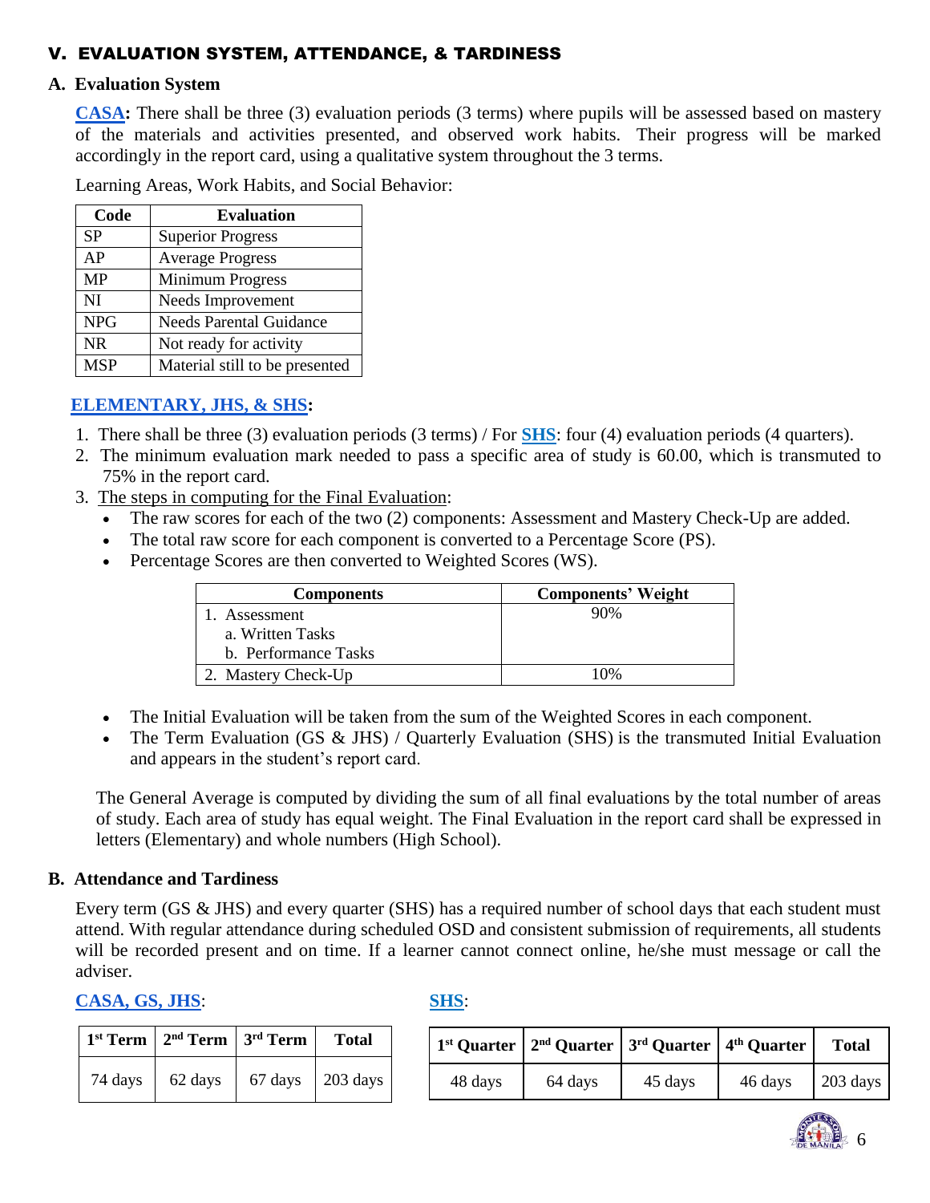## V. EVALUATION SYSTEM, ATTENDANCE, & TARDINESS

### A. Evaluation System

**CASA:** There shall be three (3) evaluation periods (3 terms) where pupils will be assessed based on mastery of the materials and activities presented, and observed work habits. Their progress will be marked accordingly in the report card, using a qualitative system throughout the 3 terms.

Learning Areas, Work Habits, and Social Behavior:

| Code | Evaluation |
|---|---|
| SP | Superior Progress |
| AP | Average Progress |
| MP | Minimum Progress |
| NI | Needs Improvement |
| NPG | Needs Parental Guidance |
| NR | Not ready for activity |
| MSP | Material still to be presented |

**ELEMENTARY, JHS, & SHS:**

1. There shall be three (3) evaluation periods (3 terms) / For **SHS**: four (4) evaluation periods (4 quarters).
2. The minimum evaluation mark needed to pass a specific area of study is 60.00, which is transmuted to 75% in the report card.
3. The steps in computing for the Final Evaluation:
   - The raw scores for each of the two (2) components: Assessment and Mastery Check-Up are added.
   - The total raw score for each component is converted to a Percentage Score (PS).
   - Percentage Scores are then converted to Weighted Scores (WS).

| Components | Components' Weight |
|---|---|
| 1. Assessment<br>a. Written Tasks<br>b. Performance Tasks | 90% |
| 2. Mastery Check-Up | 10% |

   - The Initial Evaluation will be taken from the sum of the Weighted Scores in each component.
   - The Term Evaluation (GS & JHS) / Quarterly Evaluation (SHS) is the transmuted Initial Evaluation and appears in the student's report card.

The General Average is computed by dividing the sum of all final evaluations by the total number of areas of study. Each area of study has equal weight. The Final Evaluation in the report card shall be expressed in letters (Elementary) and whole numbers (High School).

### B. Attendance and Tardiness

Every term (GS & JHS) and every quarter (SHS) has a required number of school days that each student must attend. With regular attendance during scheduled OSD and consistent submission of requirements, all students will be recorded present and on time. If a learner cannot connect online, he/she must message or call the adviser.

**CASA, GS, JHS**:

| 1st Term | 2nd Term | 3rd Term | Total |
|---|---|---|---|
| 74 days | 62 days | 67 days | 203 days |

**SHS**:

| 1st Quarter | 2nd Quarter | 3rd Quarter | 4th Quarter | Total |
|---|---|---|---|---|
| 48 days | 64 days | 45 days | 46 days | 203 days |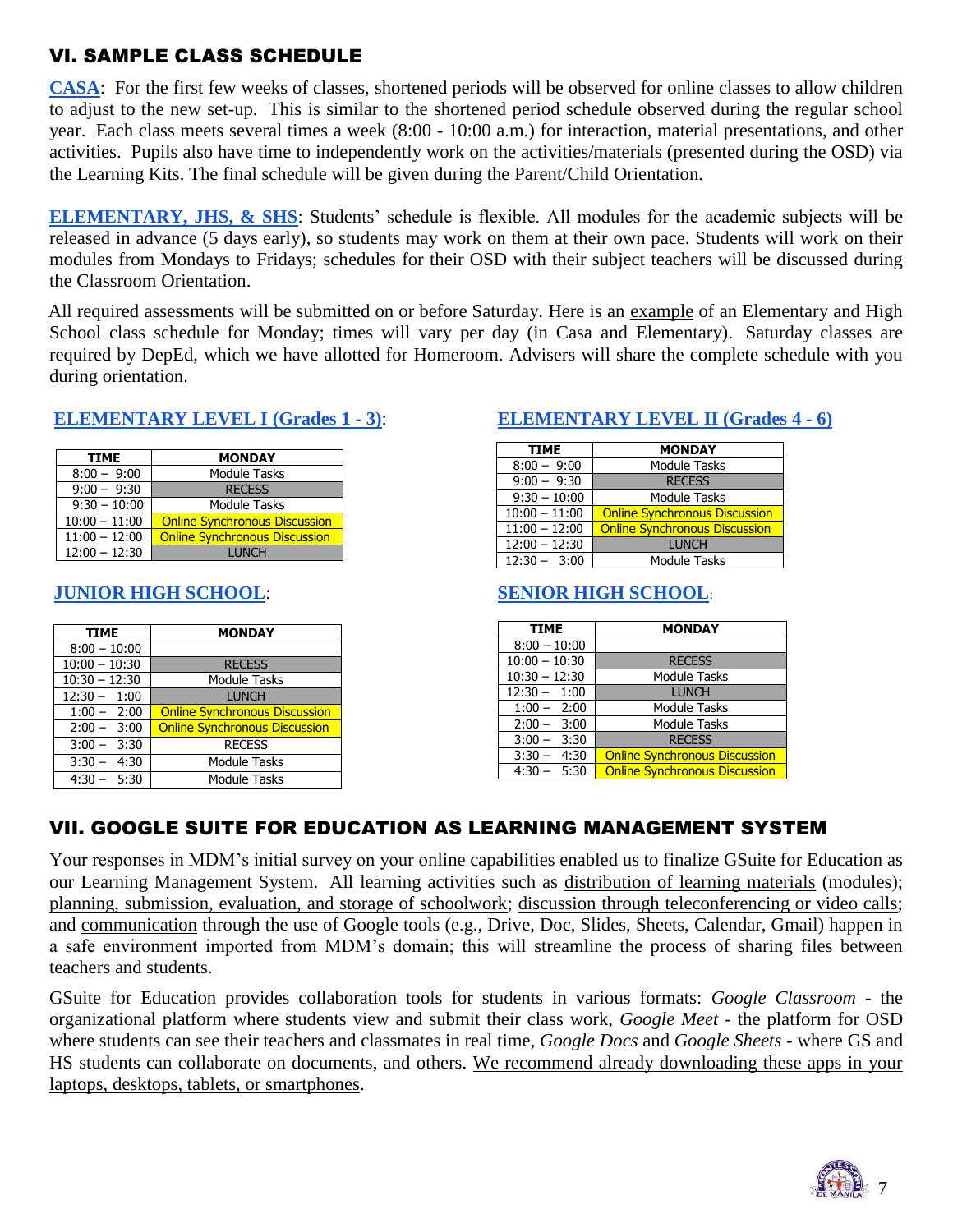## VI. SAMPLE CLASS SCHEDULE

**CASA**: For the first few weeks of classes, shortened periods will be observed for online classes to allow children to adjust to the new set-up. This is similar to the shortened period schedule observed during the regular school year. Each class meets several times a week (8:00 - 10:00 a.m.) for interaction, material presentations, and other activities. Pupils also have time to independently work on the activities/materials (presented during the OSD) via the Learning Kits. The final schedule will be given during the Parent/Child Orientation.

**ELEMENTARY, JHS, & SHS**: Students' schedule is flexible. All modules for the academic subjects will be released in advance (5 days early), so students may work on them at their own pace. Students will work on their modules from Mondays to Fridays; schedules for their OSD with their subject teachers will be discussed during the Classroom Orientation.

All required assessments will be submitted on or before Saturday. Here is an example of an Elementary and High School class schedule for Monday; times will vary per day (in Casa and Elementary). Saturday classes are required by DepEd, which we have allotted for Homeroom. Advisers will share the complete schedule with you during orientation.

**ELEMENTARY LEVEL I (Grades 1 - 3)**:

| TIME | MONDAY |
|---|---|
| 8:00 – 9:00 | Module Tasks |
| 9:00 – 9:30 | RECESS |
| 9:30 – 10:00 | Module Tasks |
| 10:00 – 11:00 | Online Synchronous Discussion |
| 11:00 – 12:00 | Online Synchronous Discussion |
| 12:00 – 12:30 | LUNCH |

**ELEMENTARY LEVEL II (Grades 4 - 6)**

| TIME | MONDAY |
|---|---|
| 8:00 – 9:00 | Module Tasks |
| 9:00 – 9:30 | RECESS |
| 9:30 – 10:00 | Module Tasks |
| 10:00 – 11:00 | Online Synchronous Discussion |
| 11:00 – 12:00 | Online Synchronous Discussion |
| 12:00 – 12:30 | LUNCH |
| 12:30 – 3:00 | Module Tasks |

**JUNIOR HIGH SCHOOL**:

| TIME | MONDAY |
|---|---|
| 8:00 – 10:00 | |
| 10:00 – 10:30 | RECESS |
| 10:30 – 12:30 | Module Tasks |
| 12:30 – 1:00 | LUNCH |
| 1:00 – 2:00 | Online Synchronous Discussion |
| 2:00 – 3:00 | Online Synchronous Discussion |
| 3:00 – 3:30 | RECESS |
| 3:30 – 4:30 | Module Tasks |
| 4:30 – 5:30 | Module Tasks |

**SENIOR HIGH SCHOOL**:

| TIME | MONDAY |
|---|---|
| 8:00 – 10:00 | |
| 10:00 – 10:30 | RECESS |
| 10:30 – 12:30 | Module Tasks |
| 12:30 – 1:00 | LUNCH |
| 1:00 – 2:00 | Module Tasks |
| 2:00 – 3:00 | Module Tasks |
| 3:00 – 3:30 | RECESS |
| 3:30 – 4:30 | Online Synchronous Discussion |
| 4:30 – 5:30 | Online Synchronous Discussion |

## VII. GOOGLE SUITE FOR EDUCATION AS LEARNING MANAGEMENT SYSTEM

Your responses in MDM's initial survey on your online capabilities enabled us to finalize GSuite for Education as our Learning Management System. All learning activities such as distribution of learning materials (modules); planning, submission, evaluation, and storage of schoolwork; discussion through teleconferencing or video calls; and communication through the use of Google tools (e.g., Drive, Doc, Slides, Sheets, Calendar, Gmail) happen in a safe environment imported from MDM's domain; this will streamline the process of sharing files between teachers and students.

GSuite for Education provides collaboration tools for students in various formats: *Google Classroom* - the organizational platform where students view and submit their class work, *Google Meet* - the platform for OSD where students can see their teachers and classmates in real time, *Google Docs* and *Google Sheets* - where GS and HS students can collaborate on documents, and others. We recommend already downloading these apps in your laptops, desktops, tablets, or smartphones.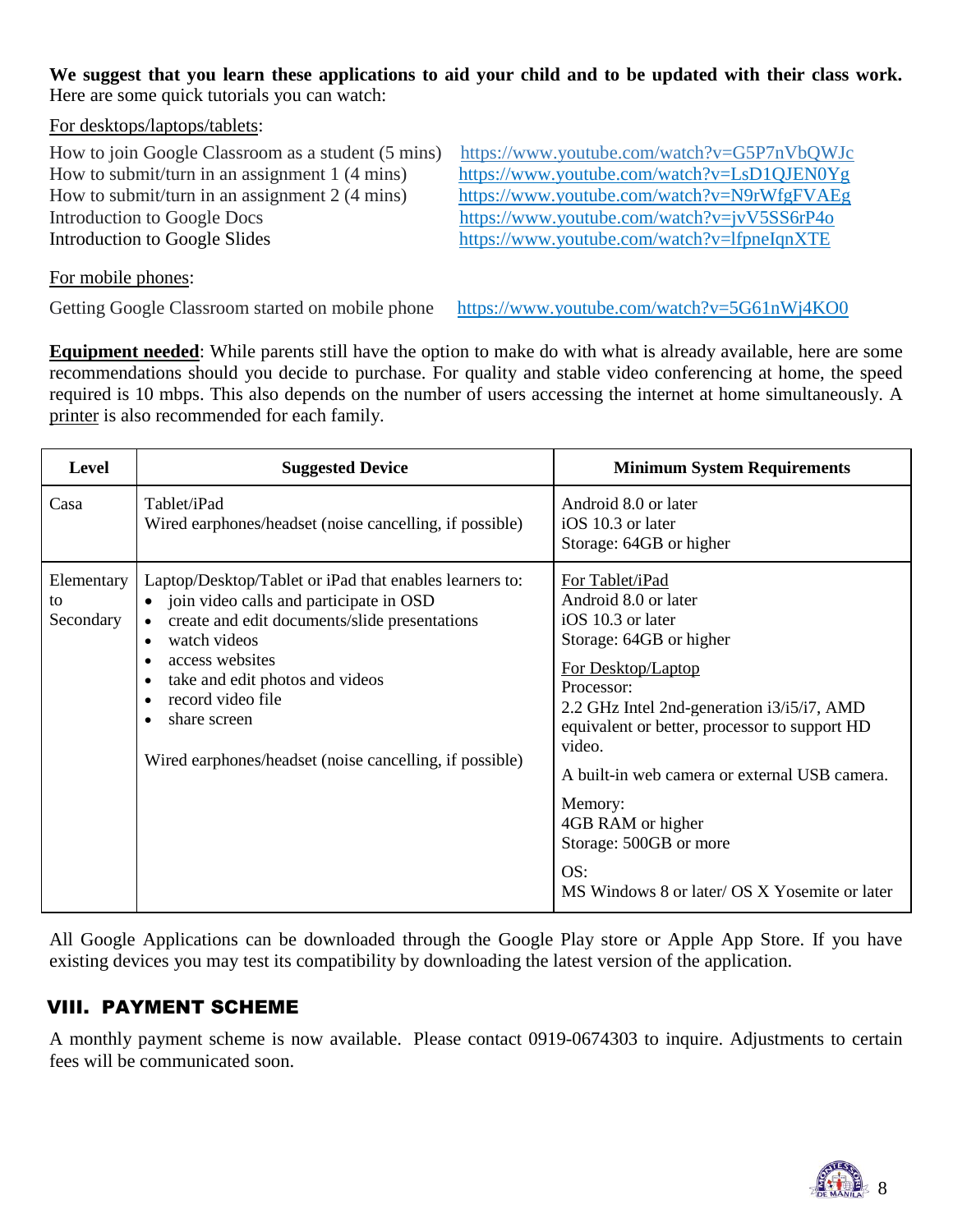**We suggest that you learn these applications to aid your child and to be updated with their class work.** Here are some quick tutorials you can watch:

For desktops/laptops/tablets:

How to join Google Classroom as a student (5 mins) https://www.youtube.com/watch?v=G5P7nVbQWJc
How to submit/turn in an assignment 1 (4 mins) https://www.youtube.com/watch?v=LsD1QJEN0Yg
How to submit/turn in an assignment 2 (4 mins) https://www.youtube.com/watch?v=N9rWfgFVAEg
Introduction to Google Docs https://www.youtube.com/watch?v=jvV5SS6rP4o
Introduction to Google Slides https://www.youtube.com/watch?v=lfpneIqnXTE

For mobile phones:

Getting Google Classroom started on mobile phone https://www.youtube.com/watch?v=5G61nWj4KO0

**Equipment needed**: While parents still have the option to make do with what is already available, here are some recommendations should you decide to purchase. For quality and stable video conferencing at home, the speed required is 10 mbps. This also depends on the number of users accessing the internet at home simultaneously. A printer is also recommended for each family.

| Level | Suggested Device | Minimum System Requirements |
|---|---|---|
| Casa | Tablet/iPad<br>Wired earphones/headset (noise cancelling, if possible) | Android 8.0 or later<br>iOS 10.3 or later<br>Storage: 64GB or higher |
| Elementary to Secondary | Laptop/Desktop/Tablet or iPad that enables learners to:<br>• join video calls and participate in OSD<br>• create and edit documents/slide presentations<br>• watch videos<br>• access websites<br>• take and edit photos and videos<br>• record video file<br>• share screen<br><br>Wired earphones/headset (noise cancelling, if possible) | For Tablet/iPad<br>Android 8.0 or later<br>iOS 10.3 or later<br>Storage: 64GB or higher<br><br>For Desktop/Laptop<br>Processor:<br>2.2 GHz Intel 2nd-generation i3/i5/i7, AMD equivalent or better, processor to support HD video.<br><br>A built-in web camera or external USB camera.<br><br>Memory:<br>4GB RAM or higher<br>Storage: 500GB or more<br><br>OS:<br>MS Windows 8 or later/ OS X Yosemite or later |

All Google Applications can be downloaded through the Google Play store or Apple App Store. If you have existing devices you may test its compatibility by downloading the latest version of the application.

## VIII. PAYMENT SCHEME

A monthly payment scheme is now available. Please contact 0919-0674303 to inquire. Adjustments to certain fees will be communicated soon.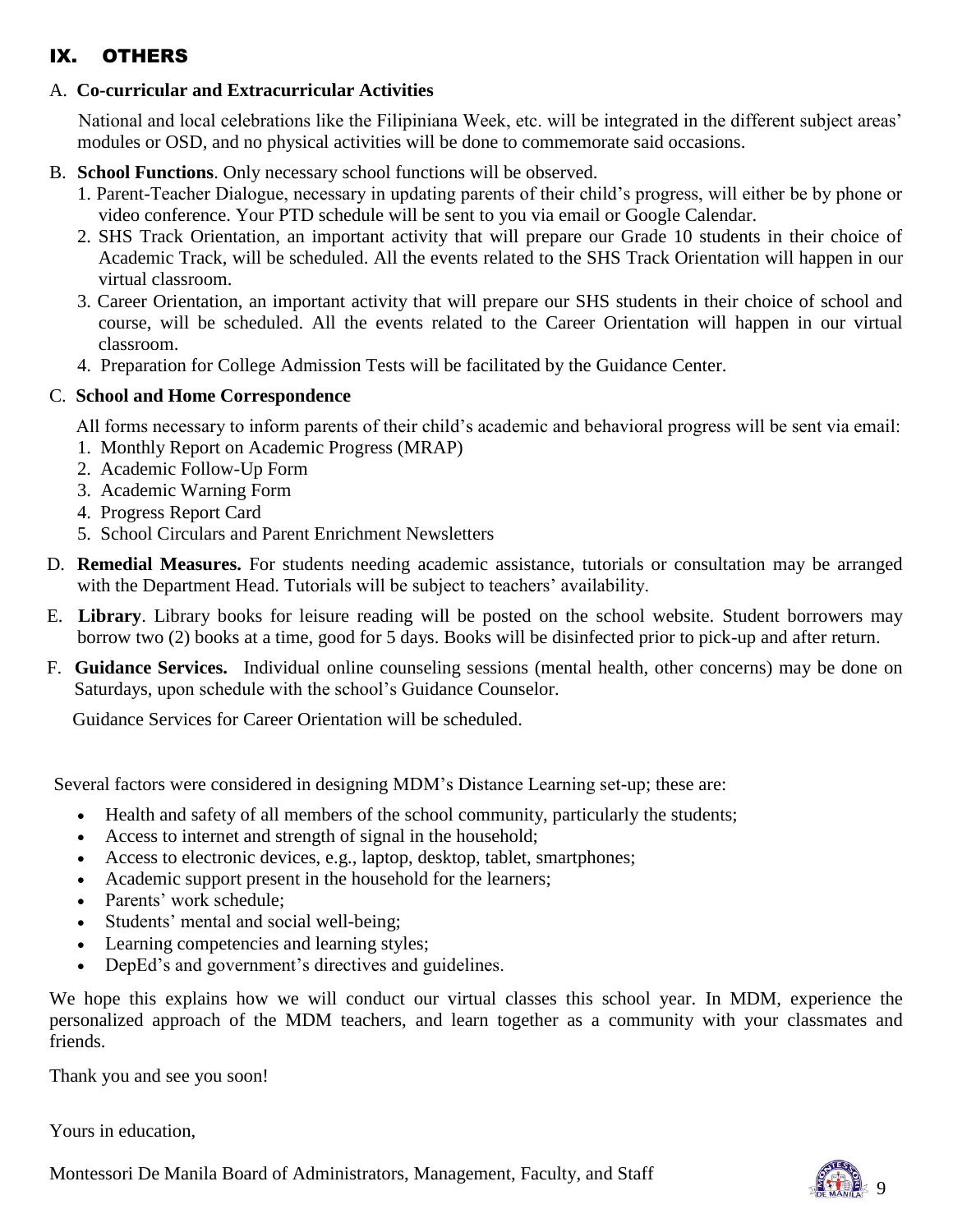## IX. OTHERS

A. **Co-curricular and Extracurricular Activities**

National and local celebrations like the Filipiniana Week, etc. will be integrated in the different subject areas' modules or OSD, and no physical activities will be done to commemorate said occasions.

B. **School Functions**. Only necessary school functions will be observed.

1. Parent-Teacher Dialogue, necessary in updating parents of their child's progress, will either be by phone or video conference. Your PTD schedule will be sent to you via email or Google Calendar.
2. SHS Track Orientation, an important activity that will prepare our Grade 10 students in their choice of Academic Track, will be scheduled. All the events related to the SHS Track Orientation will happen in our virtual classroom.
3. Career Orientation, an important activity that will prepare our SHS students in their choice of school and course, will be scheduled. All the events related to the Career Orientation will happen in our virtual classroom.
4. Preparation for College Admission Tests will be facilitated by the Guidance Center.

C. **School and Home Correspondence**

All forms necessary to inform parents of their child's academic and behavioral progress will be sent via email:

1. Monthly Report on Academic Progress (MRAP)
2. Academic Follow-Up Form
3. Academic Warning Form
4. Progress Report Card
5. School Circulars and Parent Enrichment Newsletters

D. **Remedial Measures.** For students needing academic assistance, tutorials or consultation may be arranged with the Department Head. Tutorials will be subject to teachers' availability.

E. **Library**. Library books for leisure reading will be posted on the school website. Student borrowers may borrow two (2) books at a time, good for 5 days. Books will be disinfected prior to pick-up and after return.

F. **Guidance Services.** Individual online counseling sessions (mental health, other concerns) may be done on Saturdays, upon schedule with the school's Guidance Counselor.

Guidance Services for Career Orientation will be scheduled.

Several factors were considered in designing MDM's Distance Learning set-up; these are:

- Health and safety of all members of the school community, particularly the students;
- Access to internet and strength of signal in the household;
- Access to electronic devices, e.g., laptop, desktop, tablet, smartphones;
- Academic support present in the household for the learners;
- Parents' work schedule;
- Students' mental and social well-being;
- Learning competencies and learning styles;
- DepEd's and government's directives and guidelines.

We hope this explains how we will conduct our virtual classes this school year. In MDM, experience the personalized approach of the MDM teachers, and learn together as a community with your classmates and friends.

Thank you and see you soon!

Yours in education,

Montessori De Manila Board of Administrators, Management, Faculty, and Staff